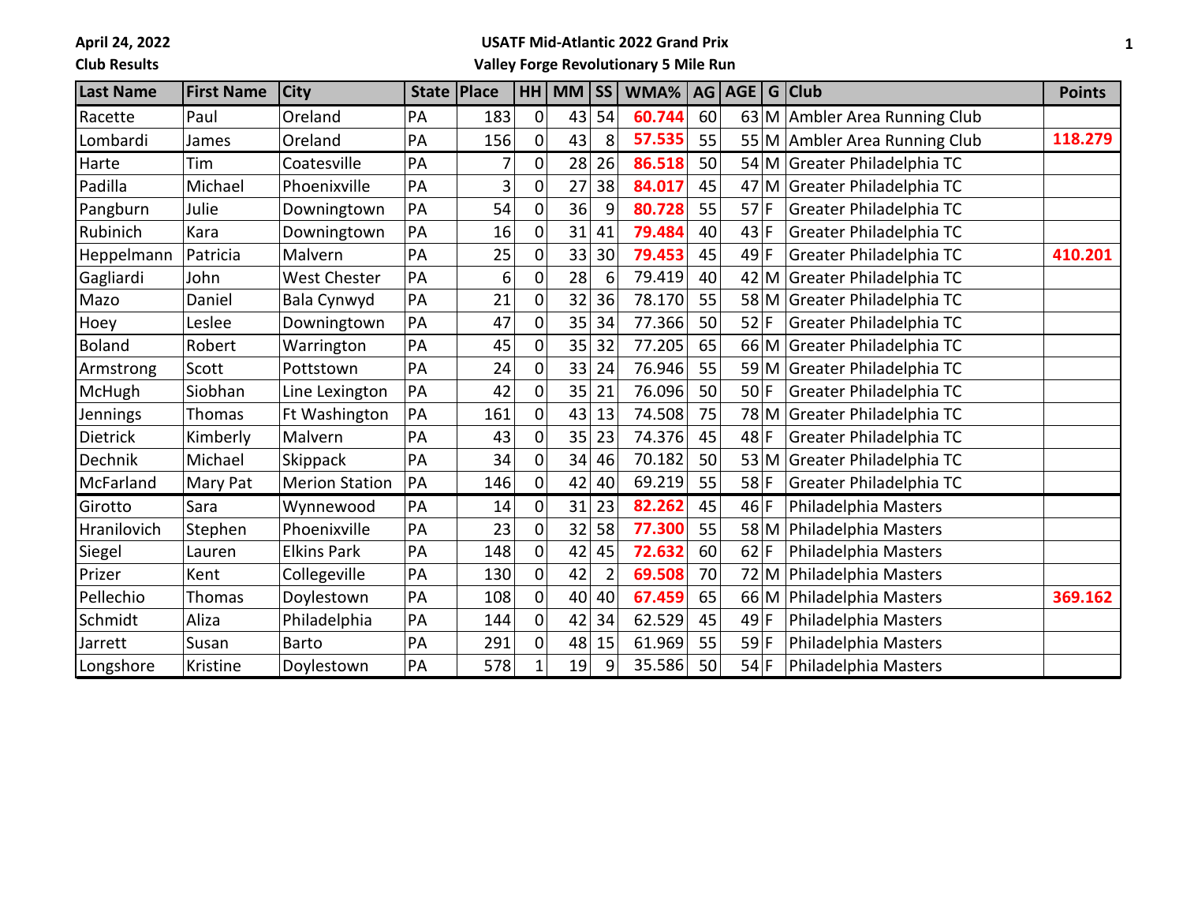April 24, 2022

Club Results

**USATF Mid-Atlantic 2022 Grand Prix**

**Valley Forge Revolutionary 5 Mile Run**

| Last Name | First Name | City | State | Place | HH | MM | SS | WMA% | AG | AGE | G | Club | Points |
|---|---|---|---|---|---|---|---|---|---|---|---|---|---|
| Racette | Paul | Oreland | PA | 183 | 0 | 43 | 54 | **60.744** | 60 | 63 | M | Ambler Area Running Club | |
| Lombardi | James | Oreland | PA | 156 | 0 | 43 | 8 | **57.535** | 55 | 55 | M | Ambler Area Running Club | **118.279** |
| Harte | Tim | Coatesville | PA | 7 | 0 | 28 | 26 | **86.518** | 50 | 54 | M | Greater Philadelphia TC | |
| Padilla | Michael | Phoenixville | PA | 3 | 0 | 27 | 38 | **84.017** | 45 | 47 | M | Greater Philadelphia TC | |
| Pangburn | Julie | Downingtown | PA | 54 | 0 | 36 | 9 | **80.728** | 55 | 57 | F | Greater Philadelphia TC | |
| Rubinich | Kara | Downingtown | PA | 16 | 0 | 31 | 41 | **79.484** | 40 | 43 | F | Greater Philadelphia TC | |
| Heppelmann | Patricia | Malvern | PA | 25 | 0 | 33 | 30 | **79.453** | 45 | 49 | F | Greater Philadelphia TC | **410.201** |
| Gagliardi | John | West Chester | PA | 6 | 0 | 28 | 6 | 79.419 | 40 | 42 | M | Greater Philadelphia TC | |
| Mazo | Daniel | Bala Cynwyd | PA | 21 | 0 | 32 | 36 | 78.170 | 55 | 58 | M | Greater Philadelphia TC | |
| Hoey | Leslee | Downingtown | PA | 47 | 0 | 35 | 34 | 77.366 | 50 | 52 | F | Greater Philadelphia TC | |
| Boland | Robert | Warrington | PA | 45 | 0 | 35 | 32 | 77.205 | 65 | 66 | M | Greater Philadelphia TC | |
| Armstrong | Scott | Pottstown | PA | 24 | 0 | 33 | 24 | 76.946 | 55 | 59 | M | Greater Philadelphia TC | |
| McHugh | Siobhan | Line Lexington | PA | 42 | 0 | 35 | 21 | 76.096 | 50 | 50 | F | Greater Philadelphia TC | |
| Jennings | Thomas | Ft Washington | PA | 161 | 0 | 43 | 13 | 74.508 | 75 | 78 | M | Greater Philadelphia TC | |
| Dietrick | Kimberly | Malvern | PA | 43 | 0 | 35 | 23 | 74.376 | 45 | 48 | F | Greater Philadelphia TC | |
| Dechnik | Michael | Skippack | PA | 34 | 0 | 34 | 46 | 70.182 | 50 | 53 | M | Greater Philadelphia TC | |
| McFarland | Mary Pat | Merion Station | PA | 146 | 0 | 42 | 40 | 69.219 | 55 | 58 | F | Greater Philadelphia TC | |
| Girotto | Sara | Wynnewood | PA | 14 | 0 | 31 | 23 | **82.262** | 45 | 46 | F | Philadelphia Masters | |
| Hranilovich | Stephen | Phoenixville | PA | 23 | 0 | 32 | 58 | **77.300** | 55 | 58 | M | Philadelphia Masters | |
| Siegel | Lauren | Elkins Park | PA | 148 | 0 | 42 | 45 | **72.632** | 60 | 62 | F | Philadelphia Masters | |
| Prizer | Kent | Collegeville | PA | 130 | 0 | 42 | 2 | **69.508** | 70 | 72 | M | Philadelphia Masters | |
| Pellechio | Thomas | Doylestown | PA | 108 | 0 | 40 | 40 | **67.459** | 65 | 66 | M | Philadelphia Masters | **369.162** |
| Schmidt | Aliza | Philadelphia | PA | 144 | 0 | 42 | 34 | 62.529 | 45 | 49 | F | Philadelphia Masters | |
| Jarrett | Susan | Barto | PA | 291 | 0 | 48 | 15 | 61.969 | 55 | 59 | F | Philadelphia Masters | |
| Longshore | Kristine | Doylestown | PA | 578 | 1 | 19 | 9 | 35.586 | 50 | 54 | F | Philadelphia Masters | |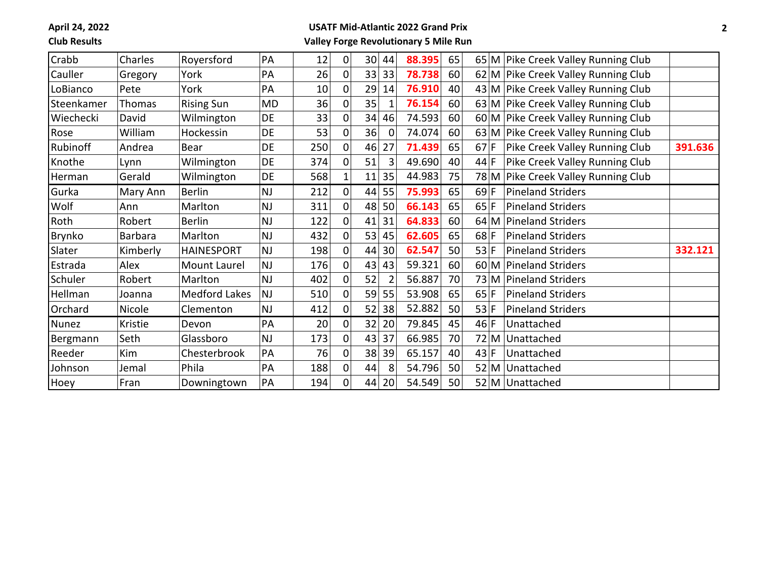April 24, 2022

**Club Results**

**USATF Mid-Atlantic 2022 Grand Prix**

**Valley Forge Revolutionary 5 Mile Run**

| | | | | | | | | | | | | | |
|---|---|---|---|---|---|---|---|---|---|---|---|---|---|
| Crabb | Charles | Royersford | PA | 12 | 0 | 30 | 44 | **88.395** | 65 | 65 | M | Pike Creek Valley Running Club | |
| Cauller | Gregory | York | PA | 26 | 0 | 33 | 33 | **78.738** | 60 | 62 | M | Pike Creek Valley Running Club | |
| LoBianco | Pete | York | PA | 10 | 0 | 29 | 14 | **76.910** | 40 | 43 | M | Pike Creek Valley Running Club | |
| Steenkamer | Thomas | Rising Sun | MD | 36 | 0 | 35 | 1 | **76.154** | 60 | 63 | M | Pike Creek Valley Running Club | |
| Wiechecki | David | Wilmington | DE | 33 | 0 | 34 | 46 | 74.593 | 60 | 60 | M | Pike Creek Valley Running Club | |
| Rose | William | Hockessin | DE | 53 | 0 | 36 | 0 | 74.074 | 60 | 63 | M | Pike Creek Valley Running Club | |
| Rubinoff | Andrea | Bear | DE | 250 | 0 | 46 | 27 | **71.439** | 65 | 67 | F | Pike Creek Valley Running Club | **391.636** |
| Knothe | Lynn | Wilmington | DE | 374 | 0 | 51 | 3 | 49.690 | 40 | 44 | F | Pike Creek Valley Running Club | |
| Herman | Gerald | Wilmington | DE | 568 | 1 | 11 | 35 | 44.983 | 75 | 78 | M | Pike Creek Valley Running Club | |
| Gurka | Mary Ann | Berlin | NJ | 212 | 0 | 44 | 55 | **75.993** | 65 | 69 | F | Pineland Striders | |
| Wolf | Ann | Marlton | NJ | 311 | 0 | 48 | 50 | **66.143** | 65 | 65 | F | Pineland Striders | |
| Roth | Robert | Berlin | NJ | 122 | 0 | 41 | 31 | **64.833** | 60 | 64 | M | Pineland Striders | |
| Brynko | Barbara | Marlton | NJ | 432 | 0 | 53 | 45 | **62.605** | 65 | 68 | F | Pineland Striders | |
| Slater | Kimberly | HAINESPORT | NJ | 198 | 0 | 44 | 30 | **62.547** | 50 | 53 | F | Pineland Striders | **332.121** |
| Estrada | Alex | Mount Laurel | NJ | 176 | 0 | 43 | 43 | 59.321 | 60 | 60 | M | Pineland Striders | |
| Schuler | Robert | Marlton | NJ | 402 | 0 | 52 | 2 | 56.887 | 70 | 73 | M | Pineland Striders | |
| Hellman | Joanna | Medford Lakes | NJ | 510 | 0 | 59 | 55 | 53.908 | 65 | 65 | F | Pineland Striders | |
| Orchard | Nicole | Clementon | NJ | 412 | 0 | 52 | 38 | 52.882 | 50 | 53 | F | Pineland Striders | |
| Nunez | Kristie | Devon | PA | 20 | 0 | 32 | 20 | 79.845 | 45 | 46 | F | Unattached | |
| Bergmann | Seth | Glassboro | NJ | 173 | 0 | 43 | 37 | 66.985 | 70 | 72 | M | Unattached | |
| Reeder | Kim | Chesterbrook | PA | 76 | 0 | 38 | 39 | 65.157 | 40 | 43 | F | Unattached | |
| Johnson | Jemal | Phila | PA | 188 | 0 | 44 | 8 | 54.796 | 50 | 52 | M | Unattached | |
| Hoey | Fran | Downingtown | PA | 194 | 0 | 44 | 20 | 54.549 | 50 | 52 | M | Unattached | |